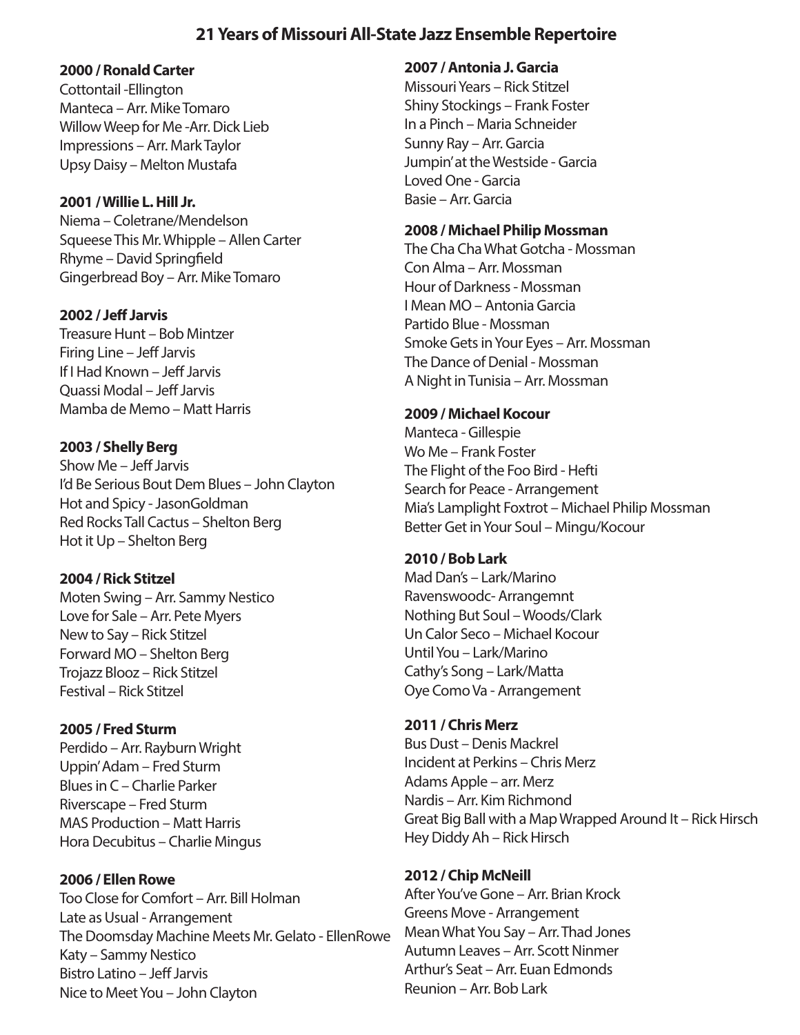# 21 Years of Missouri All-State Jazz Ensemble Repertoire

**2000 / Ronald Carter**
Cottontail -Ellington
Manteca – Arr. Mike Tomaro
Willow Weep for Me -Arr. Dick Lieb
Impressions – Arr. Mark Taylor
Upsy Daisy – Melton Mustafa

**2001 / Willie L. Hill Jr.**
Niema – Coletrane/Mendelson
Squeese This Mr. Whipple – Allen Carter
Rhyme – David Springfield
Gingerbread Boy – Arr. Mike Tomaro

**2002 / Jeff Jarvis**
Treasure Hunt – Bob Mintzer
Firing Line – Jeff Jarvis
If I Had Known – Jeff Jarvis
Quassi Modal – Jeff Jarvis
Mamba de Memo – Matt Harris

**2003 / Shelly Berg**
Show Me – Jeff Jarvis
I'd Be Serious Bout Dem Blues – John Clayton
Hot and Spicy - JasonGoldman
Red Rocks Tall Cactus – Shelton Berg
Hot it Up – Shelton Berg

**2004 / Rick Stitzel**
Moten Swing – Arr. Sammy Nestico
Love for Sale – Arr. Pete Myers
New to Say – Rick Stitzel
Forward MO – Shelton Berg
Trojazz Blooz – Rick Stitzel
Festival – Rick Stitzel

**2005 / Fred Sturm**
Perdido – Arr. Rayburn Wright
Uppin' Adam – Fred Sturm
Blues in C – Charlie Parker
Riverscape – Fred Sturm
MAS Production – Matt Harris
Hora Decubitus – Charlie Mingus

**2006 / Ellen Rowe**
Too Close for Comfort – Arr. Bill Holman
Late as Usual - Arrangement
The Doomsday Machine Meets Mr. Gelato - EllenRowe
Katy – Sammy Nestico
Bistro Latino – Jeff Jarvis
Nice to Meet You – John Clayton

**2007 / Antonia J. Garcia**
Missouri Years – Rick Stitzel
Shiny Stockings – Frank Foster
In a Pinch – Maria Schneider
Sunny Ray – Arr. Garcia
Jumpin' at the Westside - Garcia
Loved One - Garcia
Basie – Arr. Garcia

**2008 / Michael Philip Mossman**
The Cha Cha What Gotcha - Mossman
Con Alma – Arr. Mossman
Hour of Darkness - Mossman
I Mean MO – Antonia Garcia
Partido Blue - Mossman
Smoke Gets in Your Eyes – Arr. Mossman
The Dance of Denial - Mossman
A Night in Tunisia – Arr. Mossman

**2009 / Michael Kocour**
Manteca - Gillespie
Wo Me – Frank Foster
The Flight of the Foo Bird - Hefti
Search for Peace - Arrangement
Mia's Lamplight Foxtrot – Michael Philip Mossman
Better Get in Your Soul – Mingu/Kocour

**2010 / Bob Lark**
Mad Dan's – Lark/Marino
Ravenswoodc- Arrangemnt
Nothing But Soul – Woods/Clark
Un Calor Seco – Michael Kocour
Until You – Lark/Marino
Cathy's Song – Lark/Matta
Oye Como Va - Arrangement

**2011 / Chris Merz**
Bus Dust – Denis Mackrel
Incident at Perkins – Chris Merz
Adams Apple – arr. Merz
Nardis – Arr. Kim Richmond
Great Big Ball with a Map Wrapped Around It – Rick Hirsch
Hey Diddy Ah – Rick Hirsch

**2012 / Chip McNeill**
After You've Gone – Arr. Brian Krock
Greens Move - Arrangement
Mean What You Say – Arr. Thad Jones
Autumn Leaves – Arr. Scott Ninmer
Arthur's Seat – Arr. Euan Edmonds
Reunion – Arr. Bob Lark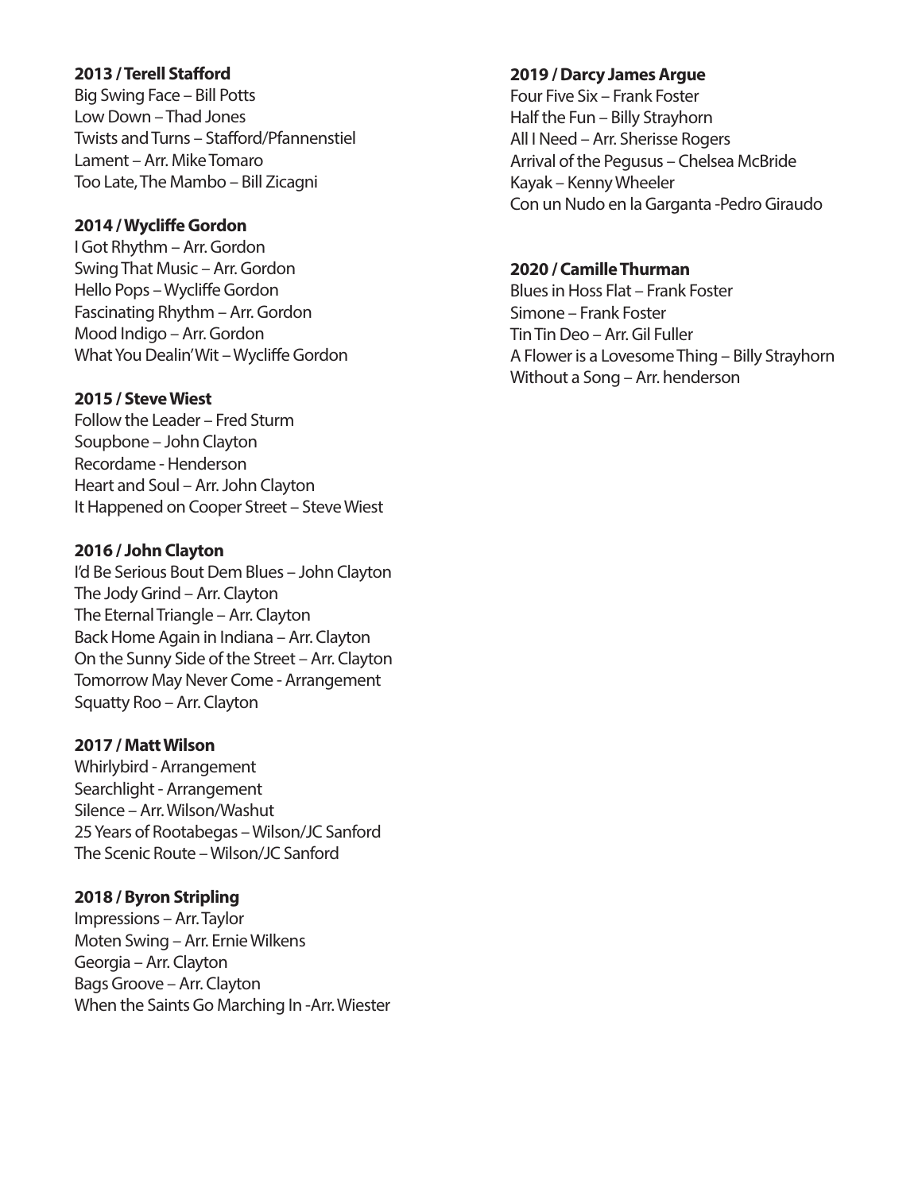**2013 / Terell Stafford**

Big Swing Face – Bill Potts
Low Down – Thad Jones
Twists and Turns – Stafford/Pfannenstiel
Lament – Arr. Mike Tomaro
Too Late, The Mambo – Bill Zicagni

**2014 / Wycliffe Gordon**

I Got Rhythm – Arr. Gordon
Swing That Music – Arr. Gordon
Hello Pops – Wycliffe Gordon
Fascinating Rhythm – Arr. Gordon
Mood Indigo – Arr. Gordon
What You Dealin' Wit – Wycliffe Gordon

**2015 / Steve Wiest**

Follow the Leader – Fred Sturm
Soupbone – John Clayton
Recordame - Henderson
Heart and Soul – Arr. John Clayton
It Happened on Cooper Street – Steve Wiest

**2016 / John Clayton**

I'd Be Serious Bout Dem Blues – John Clayton
The Jody Grind – Arr. Clayton
The Eternal Triangle – Arr. Clayton
Back Home Again in Indiana – Arr. Clayton
On the Sunny Side of the Street – Arr. Clayton
Tomorrow May Never Come - Arrangement
Squatty Roo – Arr. Clayton

**2017 / Matt Wilson**

Whirlybird - Arrangement
Searchlight - Arrangement
Silence – Arr. Wilson/Washut
25 Years of Rootabegas – Wilson/JC Sanford
The Scenic Route – Wilson/JC Sanford

**2018 / Byron Stripling**

Impressions – Arr. Taylor
Moten Swing – Arr. Ernie Wilkens
Georgia – Arr. Clayton
Bags Groove – Arr. Clayton
When the Saints Go Marching In -Arr. Wiester

**2019 / Darcy James Argue**

Four Five Six – Frank Foster
Half the Fun – Billy Strayhorn
All I Need – Arr. Sherisse Rogers
Arrival of the Pegusus – Chelsea McBride
Kayak – Kenny Wheeler
Con un Nudo en la Garganta -Pedro Giraudo

**2020 / Camille Thurman**

Blues in Hoss Flat – Frank Foster
Simone – Frank Foster
Tin Tin Deo – Arr. Gil Fuller
A Flower is a Lovesome Thing – Billy Strayhorn
Without a Song – Arr. henderson